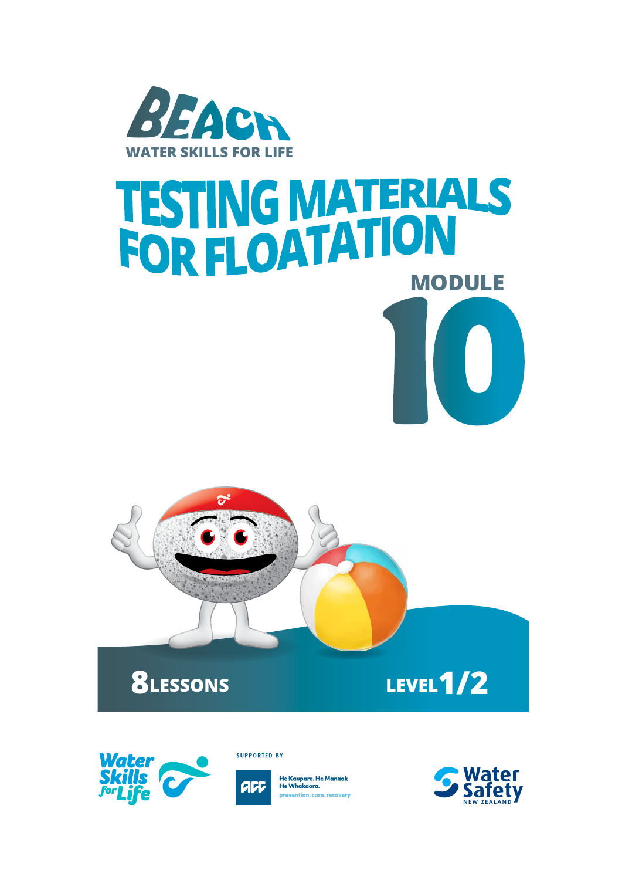BEACH

WATER SKILLS FOR LIFE

# TESTING MATERIALS FOR FLOATATION

## MODULE 10

**8 LESSONS**

**LEVEL 1/2**

Water Skills for Life

SUPPORTED BY

ACC He Kaupare. He Manaaki. He Whakaora. prevention. care. recovery

Water Safety New Zealand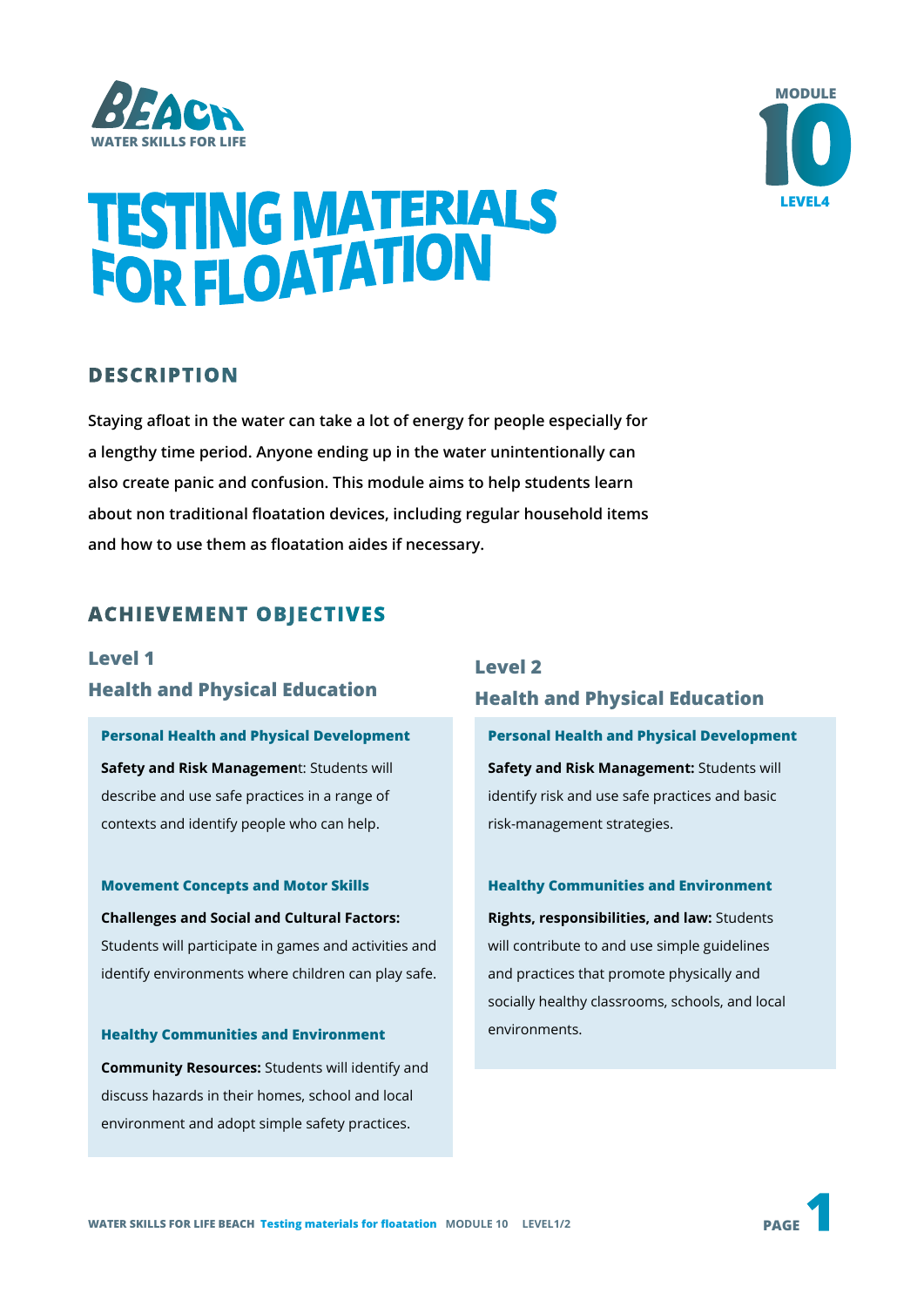BEACH
WATER SKILLS FOR LIFE

MODULE 10 LEVEL4

# TESTING MATERIALS FOR FLOATATION

## DESCRIPTION

**Staying afloat in the water can take a lot of energy for people especially for a lengthy time period. Anyone ending up in the water unintentionally can also create panic and confusion. This module aims to help students learn about non traditional floatation devices, including regular household items and how to use them as floatation aides if necessary.**

## ACHIEVEMENT OBJECTIVES

### Level 1
### Health and Physical Education

#### Personal Health and Physical Development

**Safety and Risk Managemen**t: Students will describe and use safe practices in a range of contexts and identify people who can help.

#### Movement Concepts and Motor Skills

**Challenges and Social and Cultural Factors:** Students will participate in games and activities and identify environments where children can play safe.

#### Healthy Communities and Environment

**Community Resources:** Students will identify and discuss hazards in their homes, school and local environment and adopt simple safety practices.

### Level 2
### Health and Physical Education

#### Personal Health and Physical Development

**Safety and Risk Management:** Students will identify risk and use safe practices and basic risk-management strategies.

#### Healthy Communities and Environment

**Rights, responsibilities, and law:** Students will contribute to and use simple guidelines and practices that promote physically and socially healthy classrooms, schools, and local environments.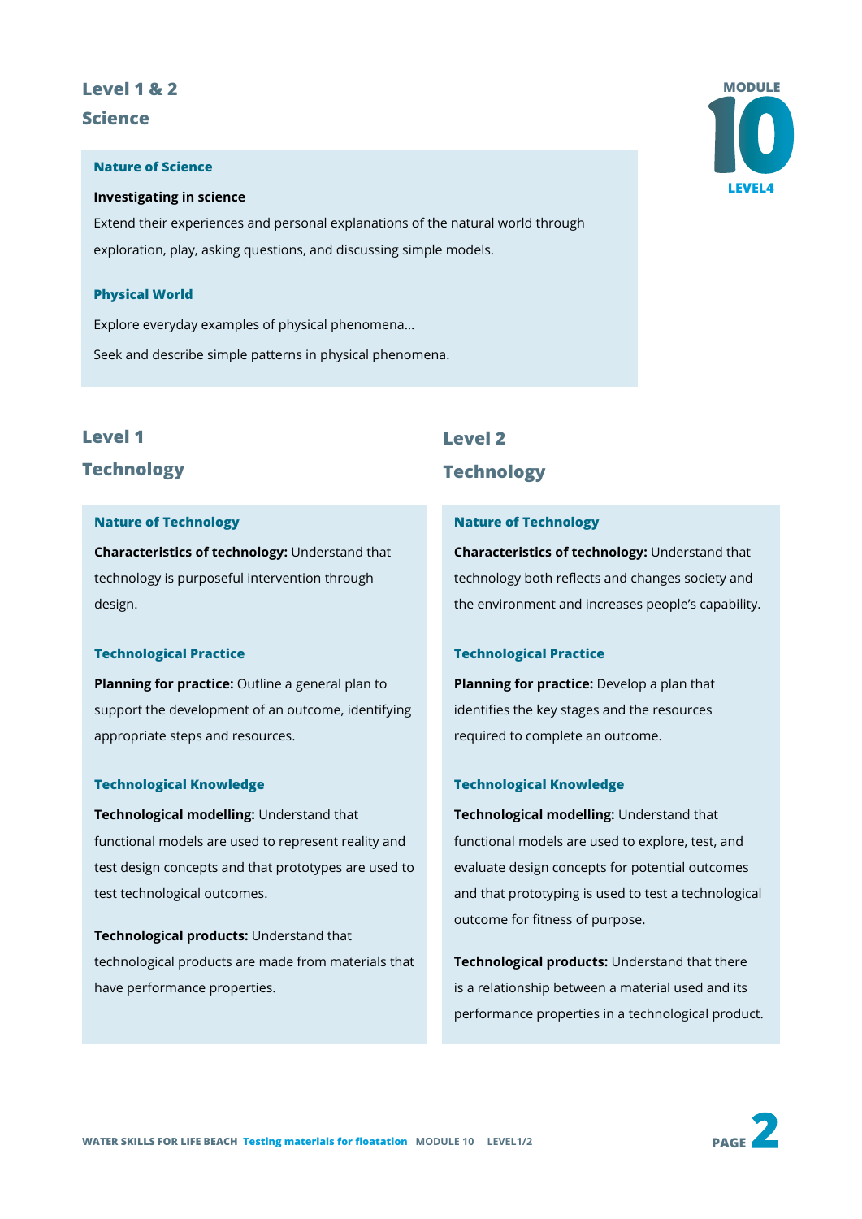## Level 1 & 2

## Science

### Nature of Science

**Investigating in science**

Extend their experiences and personal explanations of the natural world through exploration, play, asking questions, and discussing simple models.

### Physical World

Explore everyday examples of physical phenomena...

Seek and describe simple patterns in physical phenomena.

## Level 1

## Technology

### Nature of Technology

**Characteristics of technology:** Understand that technology is purposeful intervention through design.

### Technological Practice

**Planning for practice:** Outline a general plan to support the development of an outcome, identifying appropriate steps and resources.

### Technological Knowledge

**Technological modelling:** Understand that functional models are used to represent reality and test design concepts and that prototypes are used to test technological outcomes.

**Technological products:** Understand that technological products are made from materials that have performance properties.

## Level 2

## Technology

### Nature of Technology

**Characteristics of technology:** Understand that technology both reflects and changes society and the environment and increases people's capability.

### Technological Practice

**Planning for practice:** Develop a plan that identifies the key stages and the resources required to complete an outcome.

### Technological Knowledge

**Technological modelling:** Understand that functional models are used to explore, test, and evaluate design concepts for potential outcomes and that prototyping is used to test a technological outcome for fitness of purpose.

**Technological products:** Understand that there is a relationship between a material used and its performance properties in a technological product.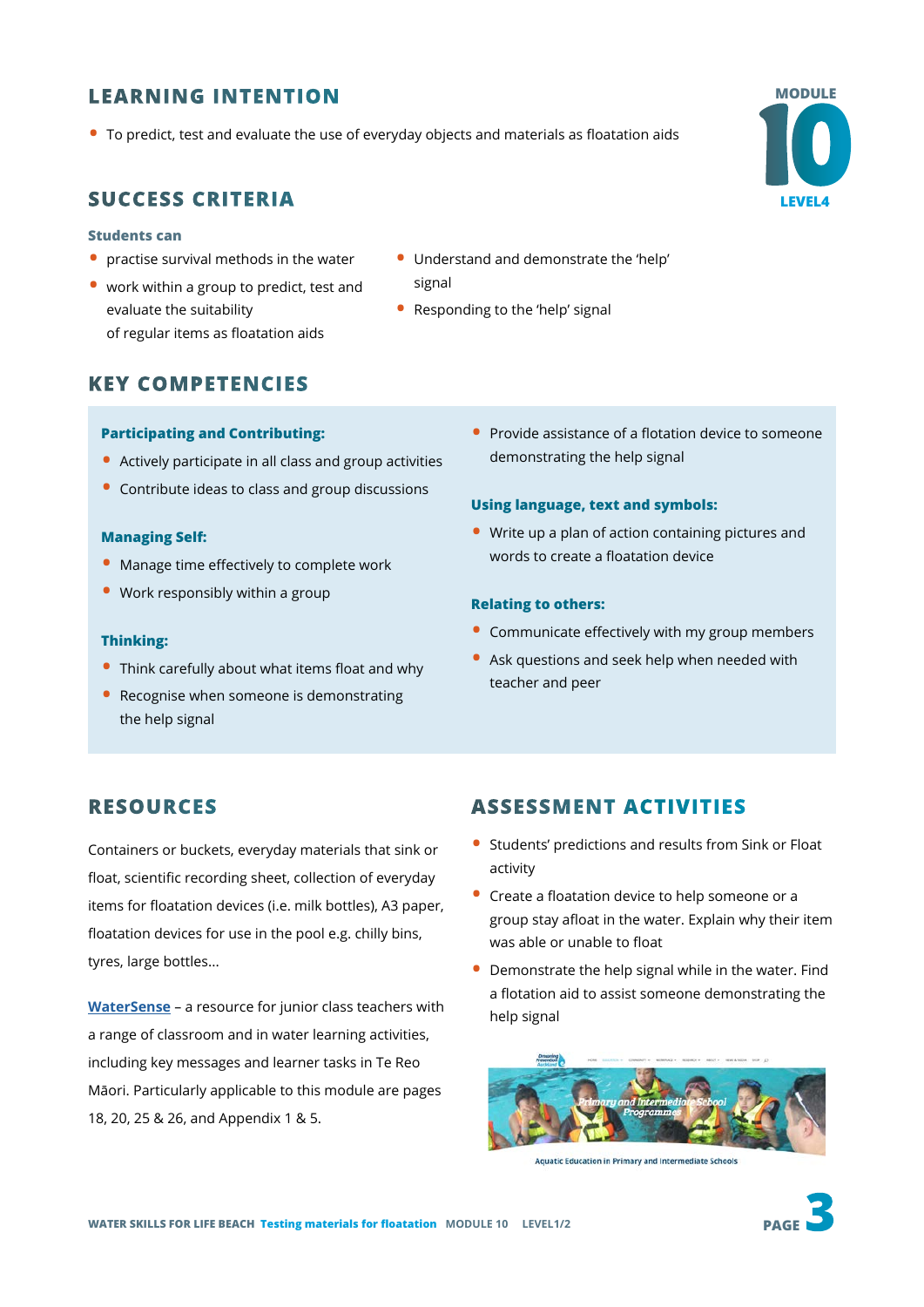MODULE 10 LEVEL4

## LEARNING INTENTION

- To predict, test and evaluate the use of everyday objects and materials as floatation aids

## SUCCESS CRITERIA

**Students can**

- practise survival methods in the water
- work within a group to predict, test and evaluate the suitability of regular items as floatation aids
- Understand and demonstrate the 'help' signal
- Responding to the 'help' signal

## KEY COMPETENCIES

**Participating and Contributing:**

- Actively participate in all class and group activities
- Contribute ideas to class and group discussions

**Managing Self:**

- Manage time effectively to complete work
- Work responsibly within a group

**Thinking:**

- Think carefully about what items float and why
- Recognise when someone is demonstrating the help signal
- Provide assistance of a flotation device to someone demonstrating the help signal

**Using language, text and symbols:**

- Write up a plan of action containing pictures and words to create a floatation device

**Relating to others:**

- Communicate effectively with my group members
- Ask questions and seek help when needed with teacher and peer

## RESOURCES

Containers or buckets, everyday materials that sink or float, scientific recording sheet, collection of everyday items for floatation devices (i.e. milk bottles), A3 paper, floatation devices for use in the pool e.g. chilly bins, tyres, large bottles...

WaterSense – a resource for junior class teachers with a range of classroom and in water learning activities, including key messages and learner tasks in Te Reo Māori. Particularly applicable to this module are pages 18, 20, 25 & 26, and Appendix 1 & 5.

## ASSESSMENT ACTIVITIES

- Students' predictions and results from Sink or Float activity
- Create a floatation device to help someone or a group stay afloat in the water. Explain why their item was able or unable to float
- Demonstrate the help signal while in the water. Find a flotation aid to assist someone demonstrating the help signal

Primary and Intermediate School Programmes

Aquatic Education in Primary and Intermediate Schools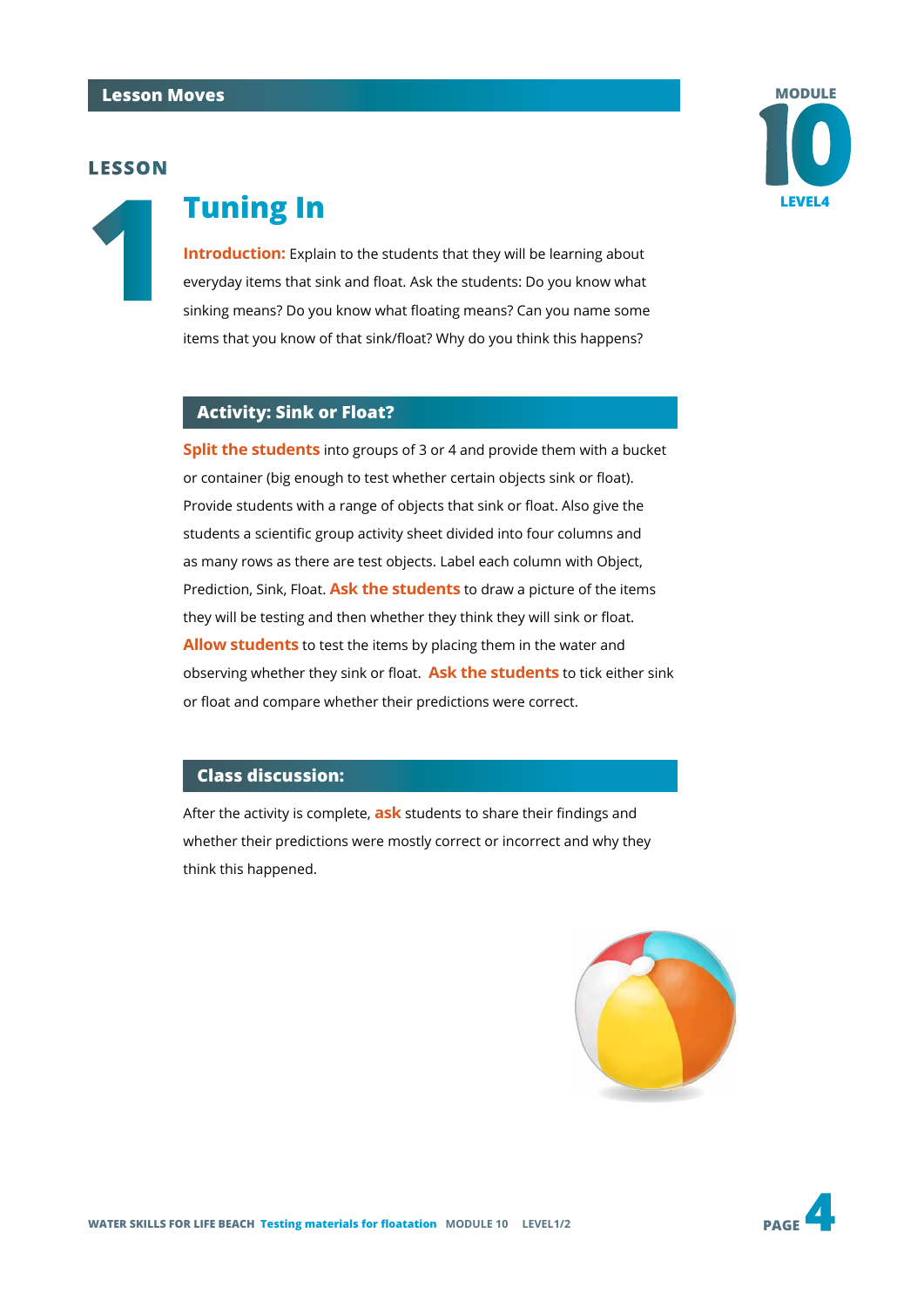## Lesson Moves

MODULE 10 LEVEL4

LESSON 1

# Tuning In

**Introduction:** Explain to the students that they will be learning about everyday items that sink and float. Ask the students: Do you know what sinking means? Do you know what floating means? Can you name some items that you know of that sink/float? Why do you think this happens?

### Activity: Sink or Float?

**Split the students** into groups of 3 or 4 and provide them with a bucket or container (big enough to test whether certain objects sink or float). Provide students with a range of objects that sink or float. Also give the students a scientific group activity sheet divided into four columns and as many rows as there are test objects. Label each column with Object, Prediction, Sink, Float. **Ask the students** to draw a picture of the items they will be testing and then whether they think they will sink or float. **Allow students** to test the items by placing them in the water and observing whether they sink or float. **Ask the students** to tick either sink or float and compare whether their predictions were correct.

### Class discussion:

After the activity is complete, **ask** students to share their findings and whether their predictions were mostly correct or incorrect and why they think this happened.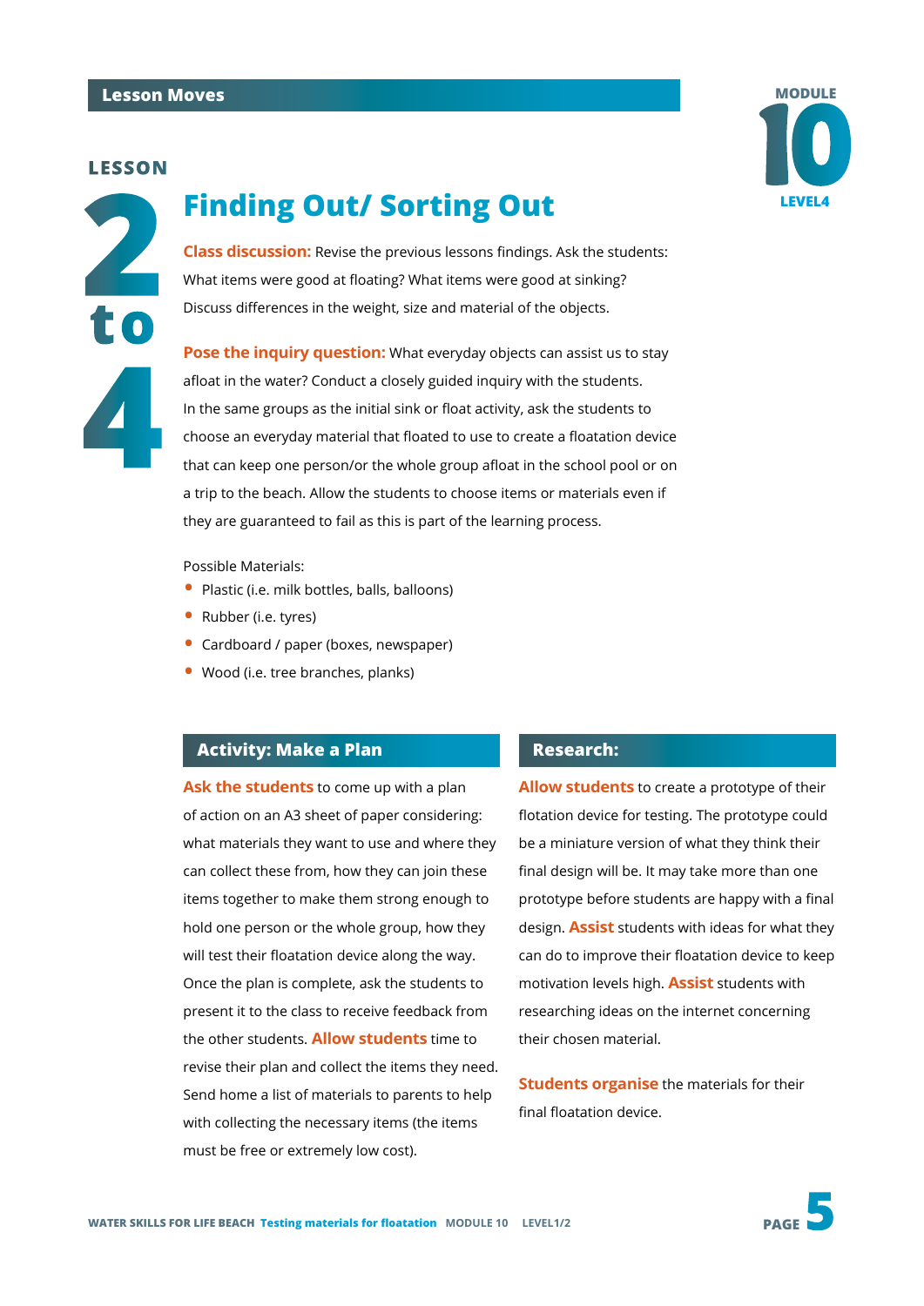Lesson Moves

MODULE 10 LEVEL4

# LESSON 2 to 4

## Finding Out/ Sorting Out

**Class discussion:** Revise the previous lessons findings. Ask the students: What items were good at floating? What items were good at sinking? Discuss differences in the weight, size and material of the objects.

**Pose the inquiry question:** What everyday objects can assist us to stay afloat in the water? Conduct a closely guided inquiry with the students. In the same groups as the initial sink or float activity, ask the students to choose an everyday material that floated to use to create a floatation device that can keep one person/or the whole group afloat in the school pool or on a trip to the beach. Allow the students to choose items or materials even if they are guaranteed to fail as this is part of the learning process.

Possible Materials:

- Plastic (i.e. milk bottles, balls, balloons)
- Rubber (i.e. tyres)
- Cardboard / paper (boxes, newspaper)
- Wood (i.e. tree branches, planks)

### Activity: Make a Plan

**Ask the students** to come up with a plan of action on an A3 sheet of paper considering: what materials they want to use and where they can collect these from, how they can join these items together to make them strong enough to hold one person or the whole group, how they will test their floatation device along the way. Once the plan is complete, ask the students to present it to the class to receive feedback from the other students. **Allow students** time to revise their plan and collect the items they need. Send home a list of materials to parents to help with collecting the necessary items (the items must be free or extremely low cost).

### Research:

**Allow students** to create a prototype of their flotation device for testing. The prototype could be a miniature version of what they think their final design will be. It may take more than one prototype before students are happy with a final design. **Assist** students with ideas for what they can do to improve their floatation device to keep motivation levels high. **Assist** students with researching ideas on the internet concerning their chosen material.

**Students organise** the materials for their final floatation device.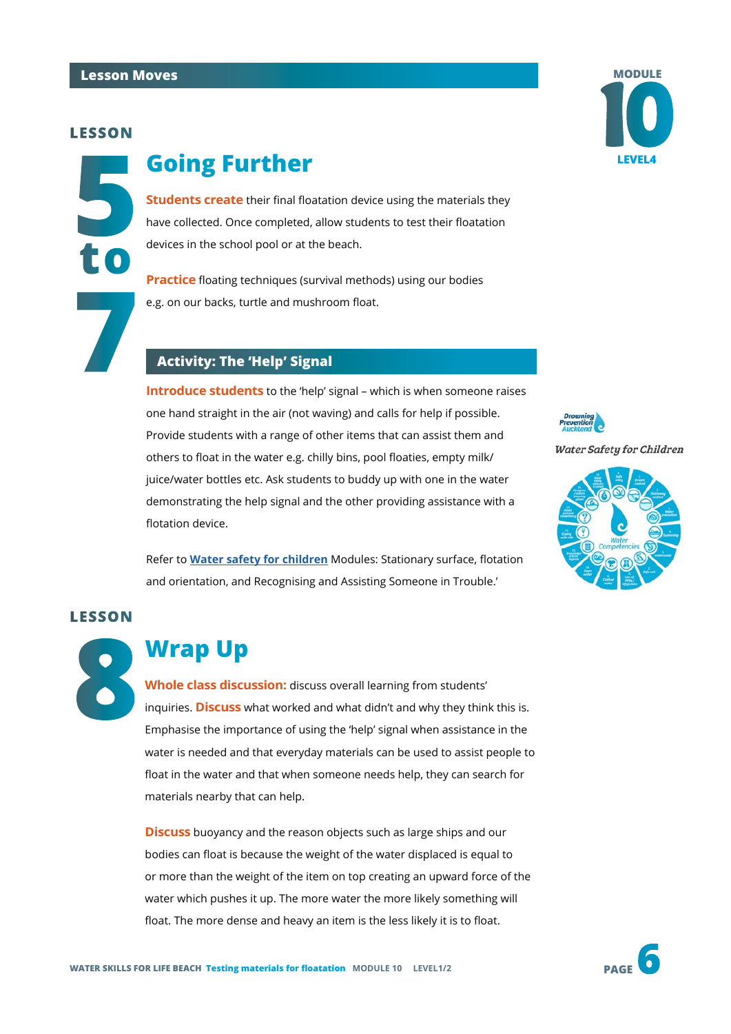Lesson Moves

MODULE 10 LEVEL4

## LESSON 5 to 7

# Going Further

**Students create** their final floatation device using the materials they have collected. Once completed, allow students to test their floatation devices in the school pool or at the beach.

**Practice** floating techniques (survival methods) using our bodies e.g. on our backs, turtle and mushroom float.

### Activity: The 'Help' Signal

**Introduce students** to the 'help' signal – which is when someone raises one hand straight in the air (not waving) and calls for help if possible. Provide students with a range of other items that can assist them and others to float in the water e.g. chilly bins, pool floaties, empty milk/ juice/water bottles etc. Ask students to buddy up with one in the water demonstrating the help signal and the other providing assistance with a flotation device.

Refer to [Water safety for children]() Modules: Stationary surface, flotation and orientation, and Recognising and Assisting Someone in Trouble.'

Drowning Prevention Auckland

*Water Safety for Children*

## LESSON 8

# Wrap Up

**Whole class discussion:** discuss overall learning from students' inquiries. **Discuss** what worked and what didn't and why they think this is. Emphasise the importance of using the 'help' signal when assistance in the water is needed and that everyday materials can be used to assist people to float in the water and that when someone needs help, they can search for materials nearby that can help.

**Discuss** buoyancy and the reason objects such as large ships and our bodies can float is because the weight of the water displaced is equal to or more than the weight of the item on top creating an upward force of the water which pushes it up. The more water the more likely something will float. The more dense and heavy an item is the less likely it is to float.